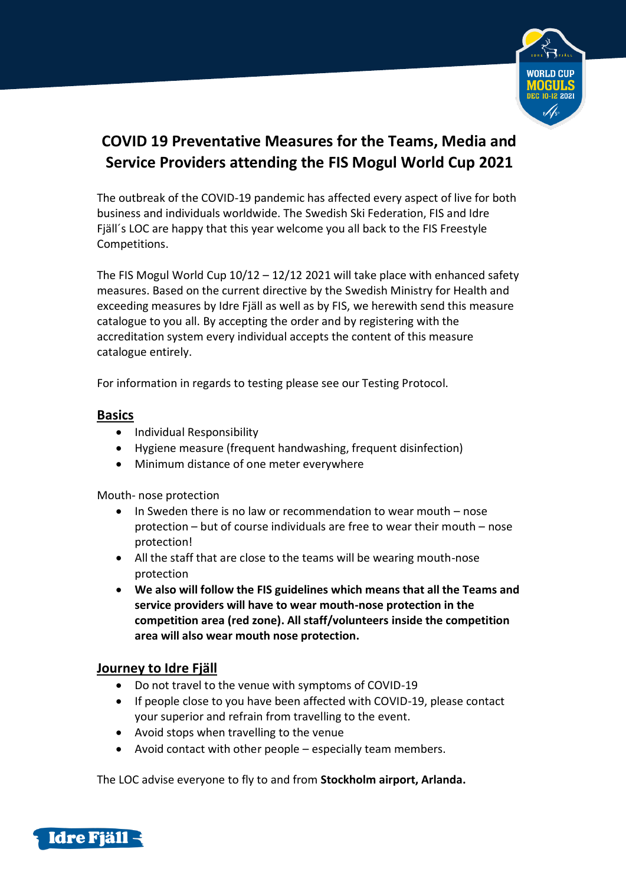# COVID 19 Preventative Measures for the Teams, Media and Service Providers attending the FIS Mogul World Cup 2021

The outbreak of the COVID-19 pandemic has affected every aspect of live for both business and individuals worldwide. The Swedish Ski Federation, FIS and Idre Fjäll´s LOC are happy that this year welcome you all back to the FIS Freestyle Competitions.

The FIS Mogul World Cup 10/12 – 12/12 2021 will take place with enhanced safety measures. Based on the current directive by the Swedish Ministry for Health and exceeding measures by Idre Fjäll as well as by FIS, we herewith send this measure catalogue to you all. By accepting the order and by registering with the accreditation system every individual accepts the content of this measure catalogue entirely.

For information in regards to testing please see our Testing Protocol.

## Basics

- Individual Responsibility
- Hygiene measure (frequent handwashing, frequent disinfection)
- Minimum distance of one meter everywhere

Mouth- nose protection

- In Sweden there is no law or recommendation to wear mouth – nose protection – but of course individuals are free to wear their mouth – nose protection!
- All the staff that are close to the teams will be wearing mouth-nose protection
- **We also will follow the FIS guidelines which means that all the Teams and service providers will have to wear mouth-nose protection in the competition area (red zone). All staff/volunteers inside the competition area will also wear mouth nose protection.**

## Journey to Idre Fjäll

- Do not travel to the venue with symptoms of COVID-19
- If people close to you have been affected with COVID-19, please contact your superior and refrain from travelling to the event.
- Avoid stops when travelling to the venue
- Avoid contact with other people – especially team members.

The LOC advise everyone to fly to and from **Stockholm airport, Arlanda.**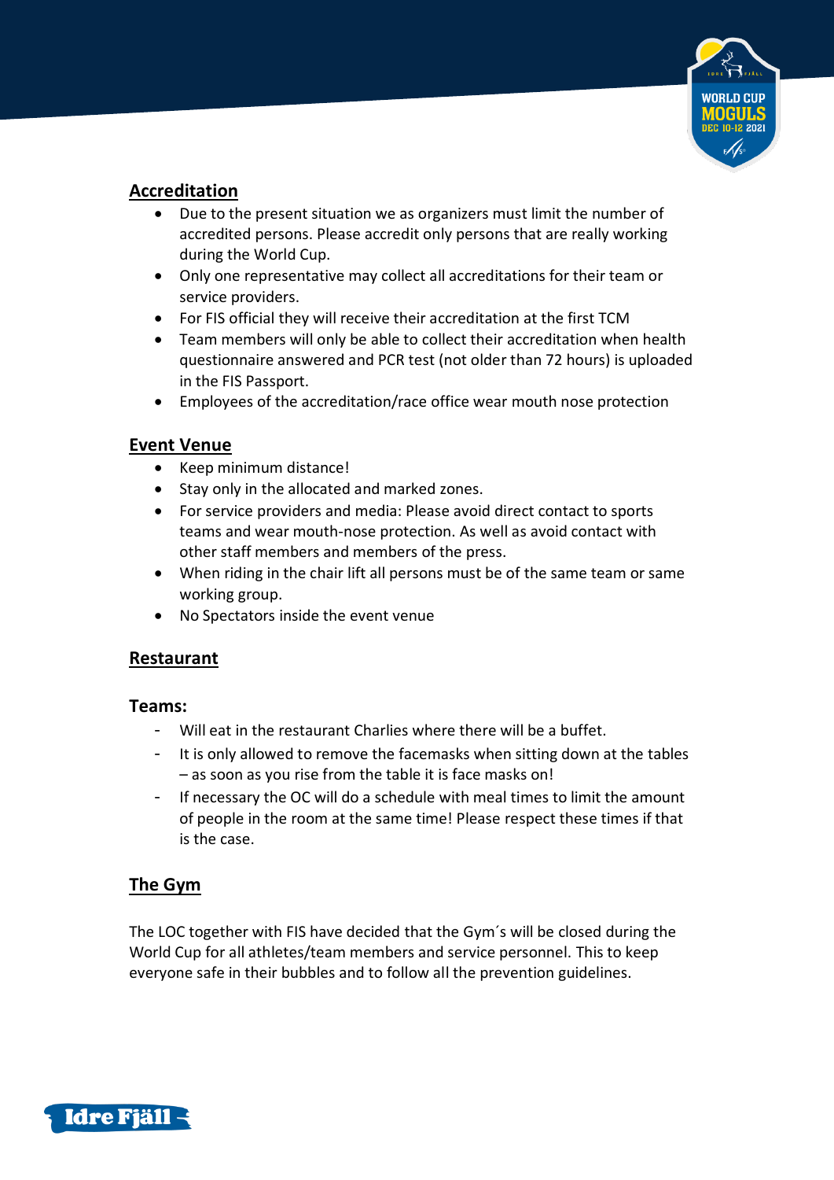## Accreditation

- Due to the present situation we as organizers must limit the number of accredited persons. Please accredit only persons that are really working during the World Cup.
- Only one representative may collect all accreditations for their team or service providers.
- For FIS official they will receive their accreditation at the first TCM
- Team members will only be able to collect their accreditation when health questionnaire answered and PCR test (not older than 72 hours) is uploaded in the FIS Passport.
- Employees of the accreditation/race office wear mouth nose protection

## Event Venue

- Keep minimum distance!
- Stay only in the allocated and marked zones.
- For service providers and media: Please avoid direct contact to sports teams and wear mouth-nose protection. As well as avoid contact with other staff members and members of the press.
- When riding in the chair lift all persons must be of the same team or same working group.
- No Spectators inside the event venue

## Restaurant

### Teams:

- Will eat in the restaurant Charlies where there will be a buffet.
- It is only allowed to remove the facemasks when sitting down at the tables – as soon as you rise from the table it is face masks on!
- If necessary the OC will do a schedule with meal times to limit the amount of people in the room at the same time! Please respect these times if that is the case.

## The Gym

The LOC together with FIS have decided that the Gym´s will be closed during the World Cup for all athletes/team members and service personnel. This to keep everyone safe in their bubbles and to follow all the prevention guidelines.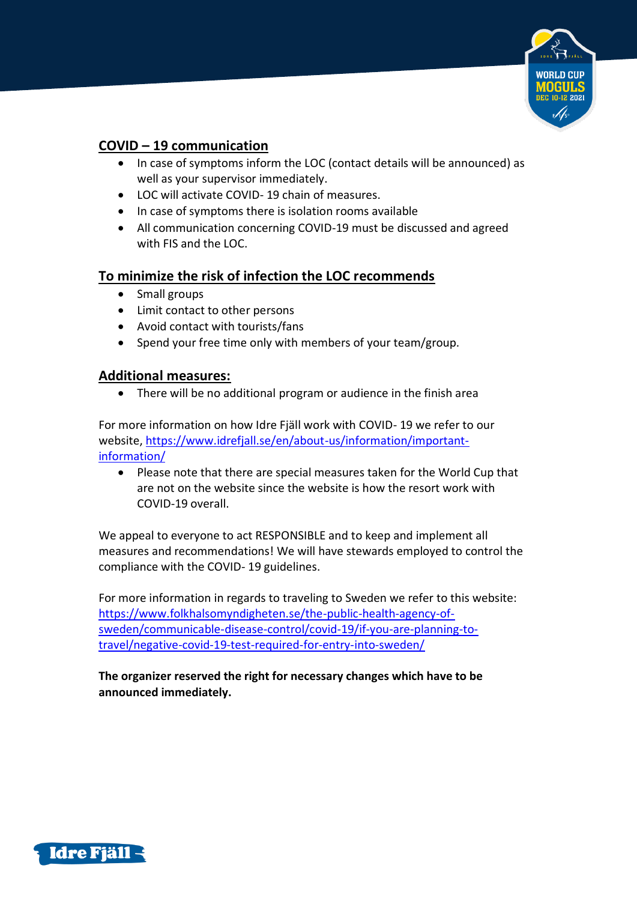## COVID – 19 communication

- In case of symptoms inform the LOC (contact details will be announced) as well as your supervisor immediately.
- LOC will activate COVID- 19 chain of measures.
- In case of symptoms there is isolation rooms available
- All communication concerning COVID-19 must be discussed and agreed with FIS and the LOC.

## To minimize the risk of infection the LOC recommends

- Small groups
- Limit contact to other persons
- Avoid contact with tourists/fans
- Spend your free time only with members of your team/group.

## Additional measures:

- There will be no additional program or audience in the finish area

For more information on how Idre Fjäll work with COVID- 19 we refer to our website, https://www.idrefjall.se/en/about-us/information/important-information/

- Please note that there are special measures taken for the World Cup that are not on the website since the website is how the resort work with COVID-19 overall.

We appeal to everyone to act RESPONSIBLE and to keep and implement all measures and recommendations! We will have stewards employed to control the compliance with the COVID- 19 guidelines.

For more information in regards to traveling to Sweden we refer to this website: https://www.folkhalsomyndigheten.se/the-public-health-agency-of-sweden/communicable-disease-control/covid-19/if-you-are-planning-to-travel/negative-covid-19-test-required-for-entry-into-sweden/

**The organizer reserved the right for necessary changes which have to be announced immediately.**